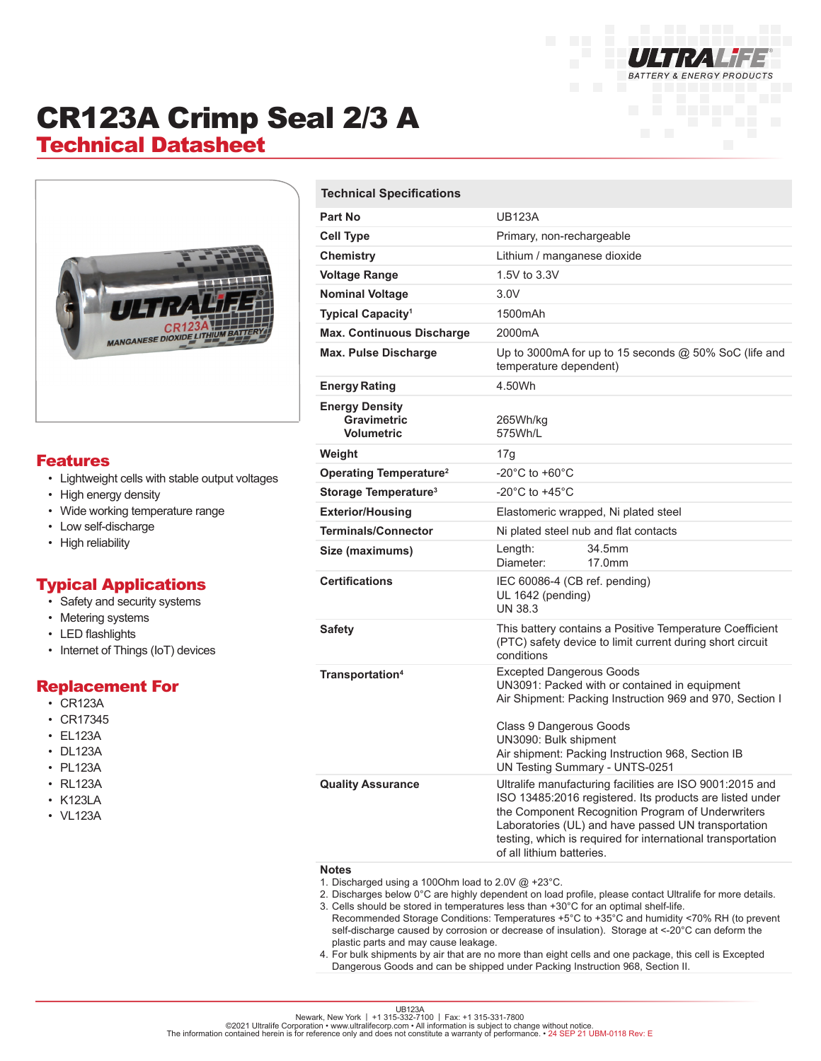# CR123A Crimp Seal 2/3 A

## Technical Datasheet

## Features

- Lightweight cells with stable output voltages
- High energy density
- Wide working temperature range
- Low self-discharge
- High reliability

## Typical Applications

- Safety and security systems
- Metering systems
- LED flashlights
- Internet of Things (IoT) devices

## Replacement For

- CR123A
- CR17345
- EL123A
- DL123A
- PL123A
- RL123A
- K123LA
- VL123A

| Technical Specifications | |
|---|---|
| **Part No** | UB123A |
| **Cell Type** | Primary, non-rechargeable |
| **Chemistry** | Lithium / manganese dioxide |
| **Voltage Range** | 1.5V to 3.3V |
| **Nominal Voltage** | 3.0V |
| **Typical Capacity**[1] | 1500mAh |
| **Max. Continuous Discharge** | 2000mA |
| **Max. Pulse Discharge** | Up to 3000mA for up to 15 seconds @ 50% SoC (life and temperature dependent) |
| **Energy Rating** | 4.50Wh |
| **Energy Density** Gravimetric / Volumetric | 265Wh/kg / 575Wh/L |
| **Weight** | 17g |
| **Operating Temperature**[2] | -20°C to +60°C |
| **Storage Temperature**[3] | -20°C to +45°C |
| **Exterior/Housing** | Elastomeric wrapped, Ni plated steel |
| **Terminals/Connector** | Ni plated steel nub and flat contacts |
| **Size (maximums)** | Length: 34.5mm; Diameter: 17.0mm |
| **Certifications** | IEC 60086-4 (CB ref. pending); UL 1642 (pending); UN 38.3 |
| **Safety** | This battery contains a Positive Temperature Coefficient (PTC) safety device to limit current during short circuit conditions |
| **Transportation**[4] | Excepted Dangerous Goods; UN3091: Packed with or contained in equipment; Air Shipment: Packing Instruction 969 and 970, Section I; Class 9 Dangerous Goods; UN3090: Bulk shipment; Air shipment: Packing Instruction 968, Section IB; UN Testing Summary - UNTS-0251 |
| **Quality Assurance** | Ultralife manufacturing facilities are ISO 9001:2015 and ISO 13485:2016 registered. Its products are listed under the Component Recognition Program of Underwriters Laboratories (UL) and have passed UN transportation testing, which is required for international transportation of all lithium batteries. |

**Notes**

1. Discharged using a 100Ohm load to 2.0V @ +23°C.
2. Discharges below 0°C are highly dependent on load profile, please contact Ultralife for more details.
3. Cells should be stored in temperatures less than +30°C for an optimal shelf-life. Recommended Storage Conditions: Temperatures +5°C to +35°C and humidity <70% RH (to prevent self-discharge caused by corrosion or decrease of insulation). Storage at <-20°C can deform the plastic parts and may cause leakage.
4. For bulk shipments by air that are no more than eight cells and one package, this cell is Excepted Dangerous Goods and can be shipped under Packing Instruction 968, Section II.

UB123A
Newark, New York | +1 315-332-7100 | Fax: +1 315-331-7800
©2021 Ultralife Corporation • www.ultralifecorp.com • All information is subject to change without notice.
The information contained herein is for reference only and does not constitute a warranty of performance. • 24 SEP 21 UBM-0118 Rev: E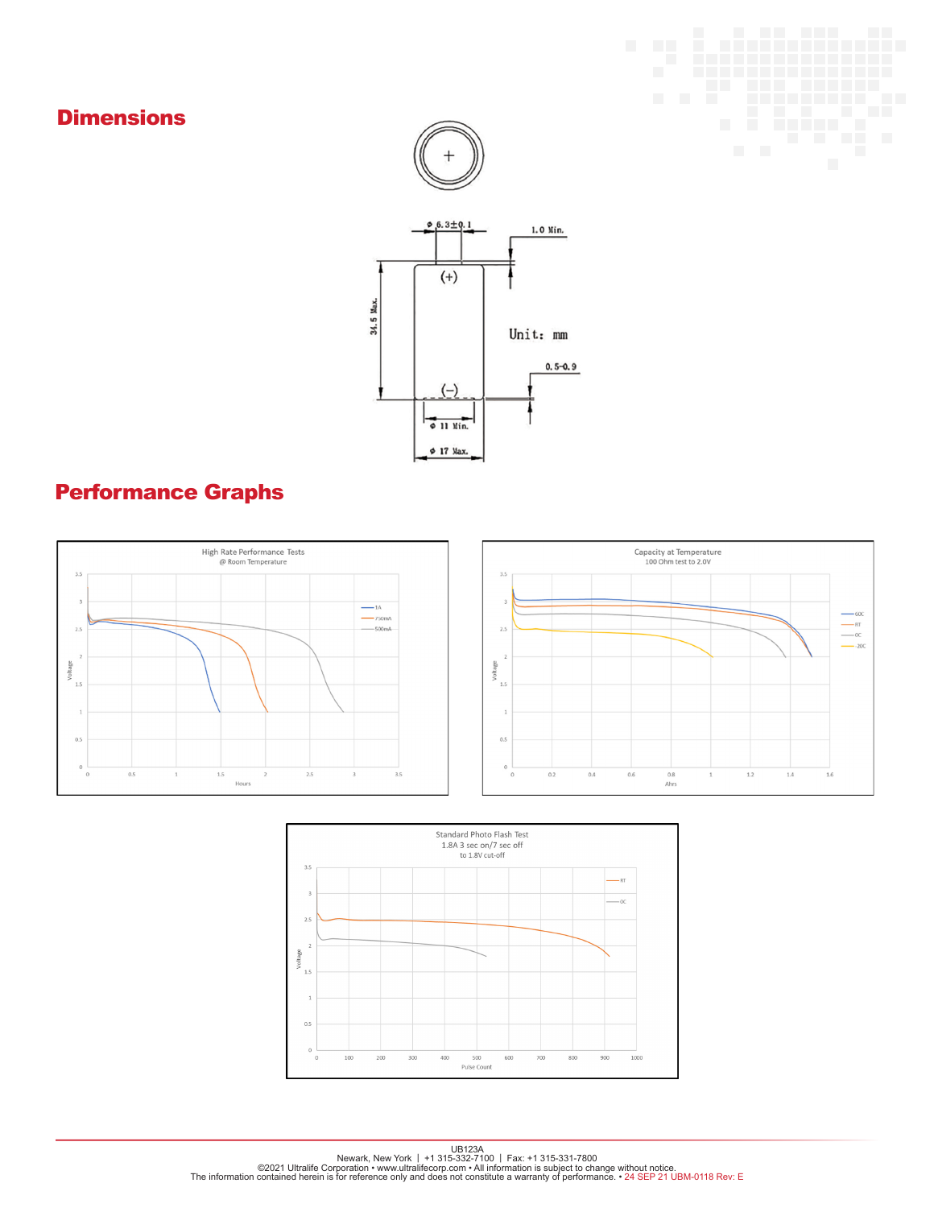## Dimensions

φ 6.3±0.1

1.0 Min.

(+)

34.5 Max.

Unit: mm

0.5-0.9

(−)

φ 11 Min.

φ 17 Max.

## Performance Graphs

High Rate Performance Tests
@ Room Temperature

Voltage

Hours

1A
750mA
500mA

0, 0.5, 1, 1.5, 2, 2.5, 3, 3.5

Capacity at Temperature
100 Ohm test to 2.0V

Voltage

Ahrs

60C
RT
0C
-20C

0, 0.2, 0.4, 0.6, 0.8, 1, 1.2, 1.4, 1.6

Standard Photo Flash Test
1.8A 3 sec on/7 sec off
to 1.8V cut-off

Voltage

Pulse Count

RT
0C

0, 100, 200, 300, 400, 500, 600, 700, 800, 900, 1000

UB123A
Newark, New York | +1 315-332-7100 | Fax: +1 315-331-7800
©2021 Ultralife Corporation • www.ultralifecorp.com • All information is subject to change without notice.
The information contained herein is for reference only and does not constitute a warranty of performance. • 24 SEP 21 UBM-0118 Rev: E